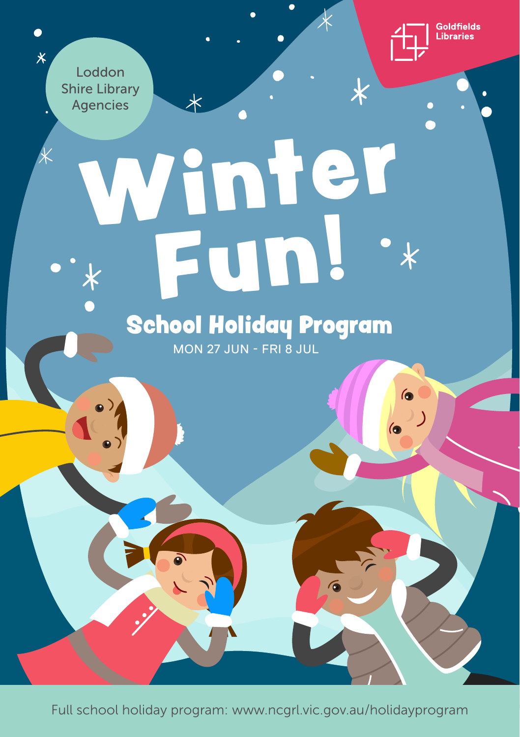Loddon Shire Library Agencies

Goldfields Libraries

# Winter Fun!

## School Holiday Program

MON 27 JUN - FRI 8 JUL

Full school holiday program: www.ncgrl.vic.gov.au/holidayprogram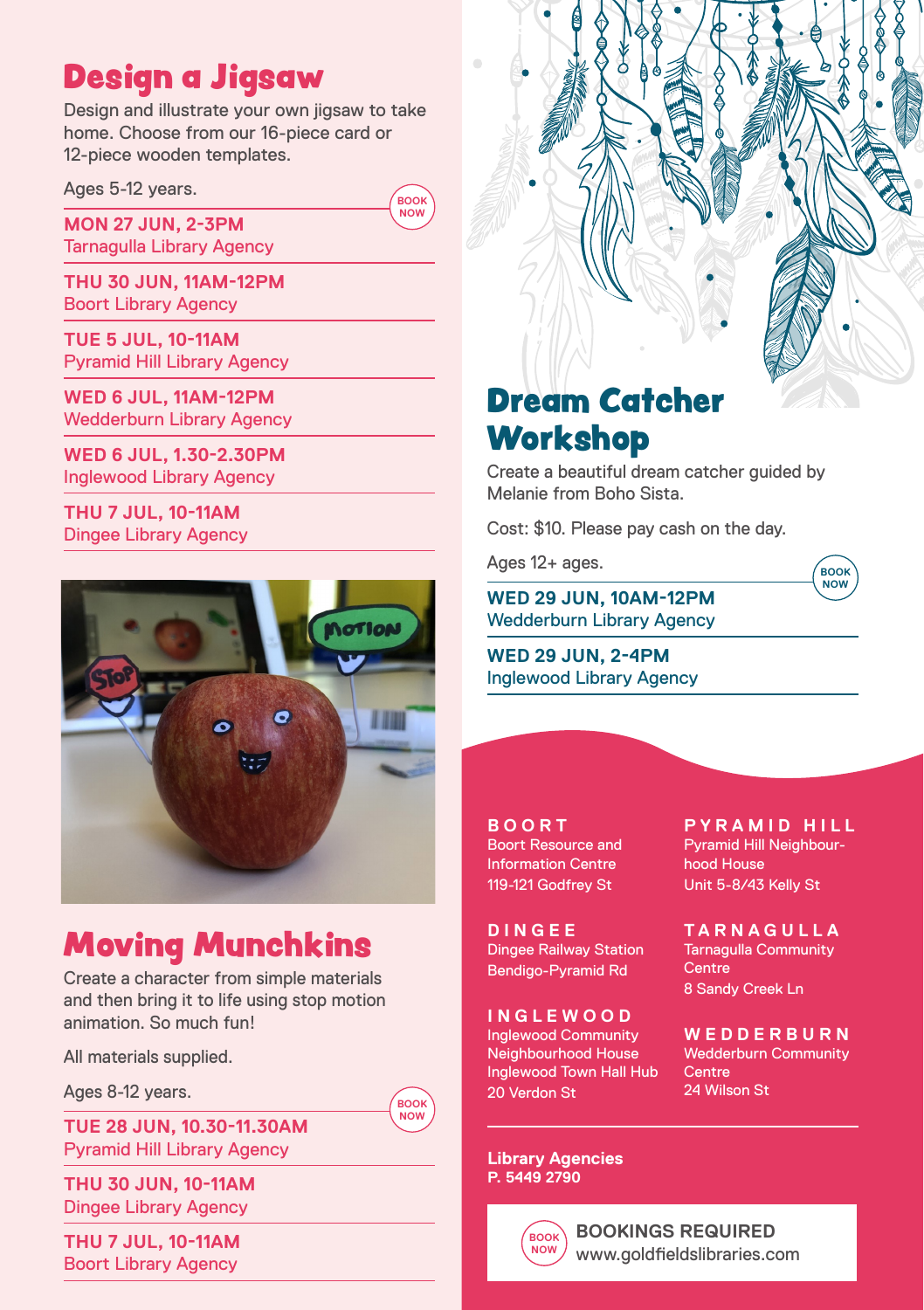## Design a Jigsaw

Design and illustrate your own jigsaw to take home. Choose from our 16-piece card or 12-piece wooden templates.

Ages 5-12 years.

BOOK NOW

**MON 27 JUN, 2-3PM**
Tarnagulla Library Agency

**THU 30 JUN, 11AM-12PM**
Boort Library Agency

**TUE 5 JUL, 10-11AM**
Pyramid Hill Library Agency

**WED 6 JUL, 11AM-12PM**
Wedderburn Library Agency

**WED 6 JUL, 1.30-2.30PM**
Inglewood Library Agency

**THU 7 JUL, 10-11AM**
Dingee Library Agency

## Moving Munchkins

Create a character from simple materials and then bring it to life using stop motion animation. So much fun!

All materials supplied.

Ages 8-12 years.

BOOK NOW

**TUE 28 JUN, 10.30-11.30AM**
Pyramid Hill Library Agency

**THU 30 JUN, 10-11AM**
Dingee Library Agency

**THU 7 JUL, 10-11AM**
Boort Library Agency

## Dream Catcher Workshop

Create a beautiful dream catcher guided by Melanie from Boho Sista.

Cost: $10. Please pay cash on the day.

Ages 12+ ages.

BOOK NOW

**WED 29 JUN, 10AM-12PM**
Wedderburn Library Agency

**WED 29 JUN, 2-4PM**
Inglewood Library Agency

**BOORT**
Boort Resource and Information Centre
119-121 Godfrey St

**DINGEE**
Dingee Railway Station
Bendigo-Pyramid Rd

**INGLEWOOD**
Inglewood Community Neighbourhood House
Inglewood Town Hall Hub
20 Verdon St

**PYRAMID HILL**
Pyramid Hill Neighbourhood House
Unit 5-8/43 Kelly St

**TARNAGULLA**
Tarnagulla Community Centre
8 Sandy Creek Ln

**WEDDERBURN**
Wedderburn Community Centre
24 Wilson St

**Library Agencies**
**P. 5449 2790**

BOOK NOW

**BOOKINGS REQUIRED**
www.goldfieldslibraries.com